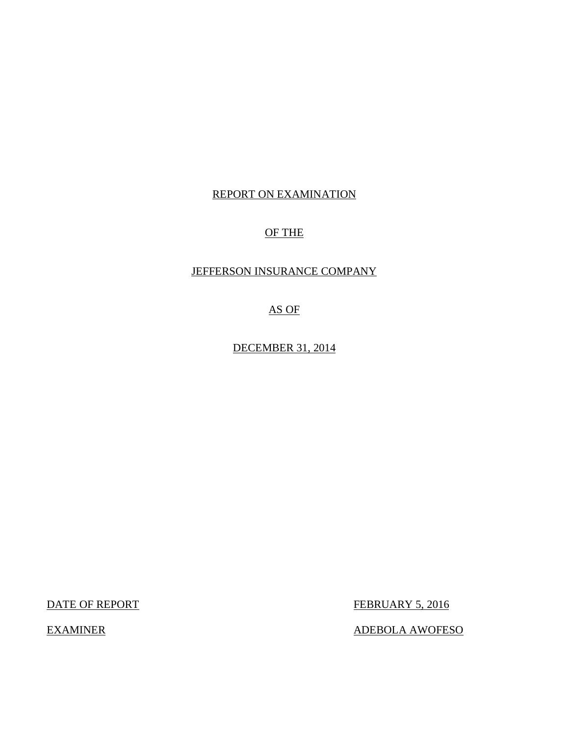REPORT ON EXAMINATION

OF THE

JEFFERSON INSURANCE COMPANY

AS OF

DECEMBER 31, 2014

| | |
|---|---|
| DATE OF REPORT | FEBRUARY 5, 2016 |
| EXAMINER | ADEBOLA AWOFESO |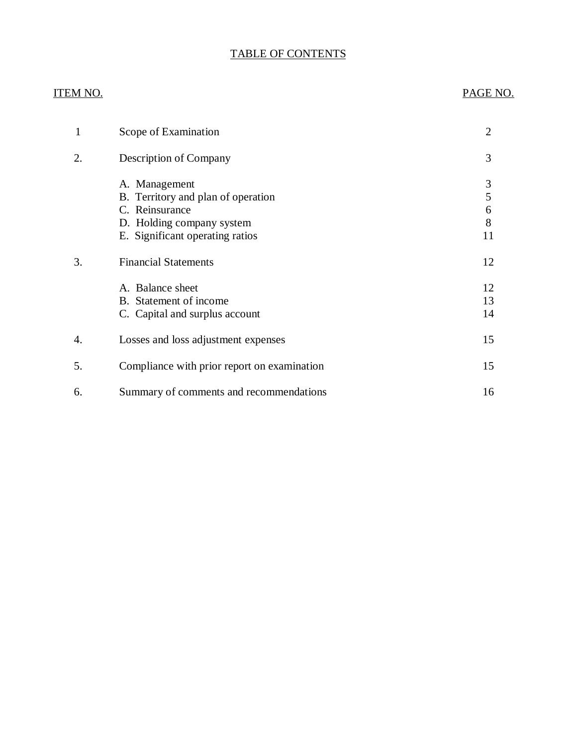# TABLE OF CONTENTS

| ITEM NO. | | PAGE NO. |
|---|---|---|
| 1 | Scope of Examination | 2 |
| 2. | Description of Company | 3 |
| | A. Management | 3 |
| | B. Territory and plan of operation | 5 |
| | C. Reinsurance | 6 |
| | D. Holding company system | 8 |
| | E. Significant operating ratios | 11 |
| 3. | Financial Statements | 12 |
| | A. Balance sheet | 12 |
| | B. Statement of income | 13 |
| | C. Capital and surplus account | 14 |
| 4. | Losses and loss adjustment expenses | 15 |
| 5. | Compliance with prior report on examination | 15 |
| 6. | Summary of comments and recommendations | 16 |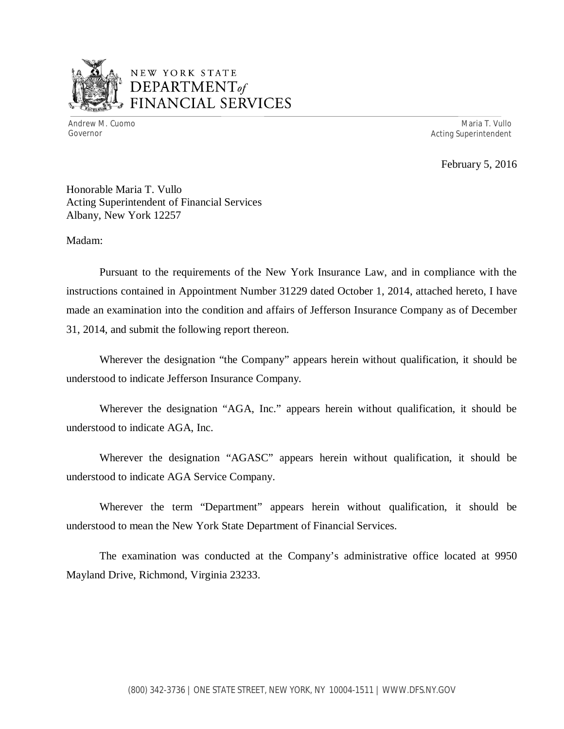NEW YORK STATE
DEPARTMENT of
FINANCIAL SERVICES

Andrew M. Cuomo
Governor

Maria T. Vullo
Acting Superintendent

February 5, 2016

Honorable Maria T. Vullo
Acting Superintendent of Financial Services
Albany, New York 12257

Madam:

Pursuant to the requirements of the New York Insurance Law, and in compliance with the instructions contained in Appointment Number 31229 dated October 1, 2014, attached hereto, I have made an examination into the condition and affairs of Jefferson Insurance Company as of December 31, 2014, and submit the following report thereon.

Wherever the designation "the Company" appears herein without qualification, it should be understood to indicate Jefferson Insurance Company.

Wherever the designation "AGA, Inc." appears herein without qualification, it should be understood to indicate AGA, Inc.

Wherever the designation "AGASC" appears herein without qualification, it should be understood to indicate AGA Service Company.

Wherever the term "Department" appears herein without qualification, it should be understood to mean the New York State Department of Financial Services.

The examination was conducted at the Company's administrative office located at 9950 Mayland Drive, Richmond, Virginia 23233.

(800) 342-3736 | ONE STATE STREET, NEW YORK, NY 10004-1511 | WWW.DFS.NY.GOV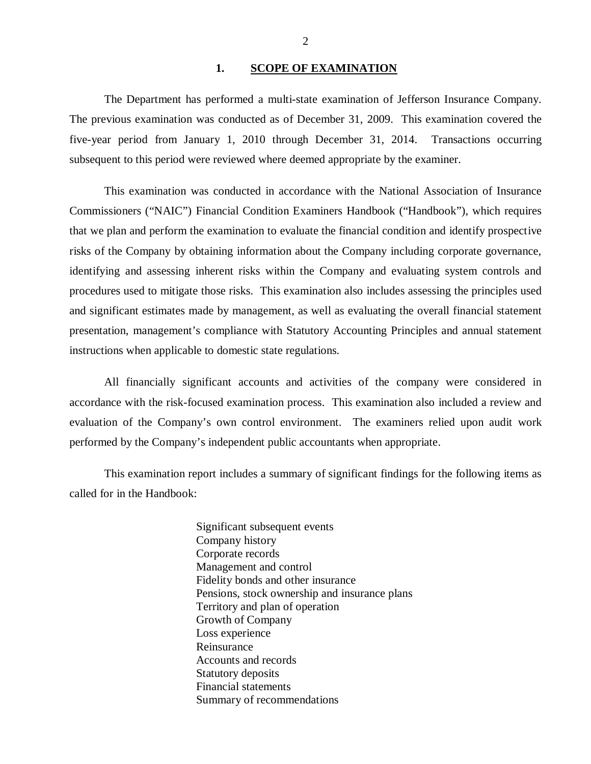## 1. SCOPE OF EXAMINATION

The Department has performed a multi-state examination of Jefferson Insurance Company. The previous examination was conducted as of December 31, 2009. This examination covered the five-year period from January 1, 2010 through December 31, 2014. Transactions occurring subsequent to this period were reviewed where deemed appropriate by the examiner.

This examination was conducted in accordance with the National Association of Insurance Commissioners ("NAIC") Financial Condition Examiners Handbook ("Handbook"), which requires that we plan and perform the examination to evaluate the financial condition and identify prospective risks of the Company by obtaining information about the Company including corporate governance, identifying and assessing inherent risks within the Company and evaluating system controls and procedures used to mitigate those risks. This examination also includes assessing the principles used and significant estimates made by management, as well as evaluating the overall financial statement presentation, management's compliance with Statutory Accounting Principles and annual statement instructions when applicable to domestic state regulations.

All financially significant accounts and activities of the company were considered in accordance with the risk-focused examination process. This examination also included a review and evaluation of the Company's own control environment. The examiners relied upon audit work performed by the Company's independent public accountants when appropriate.

This examination report includes a summary of significant findings for the following items as called for in the Handbook:

- Significant subsequent events
- Company history
- Corporate records
- Management and control
- Fidelity bonds and other insurance
- Pensions, stock ownership and insurance plans
- Territory and plan of operation
- Growth of Company
- Loss experience
- Reinsurance
- Accounts and records
- Statutory deposits
- Financial statements
- Summary of recommendations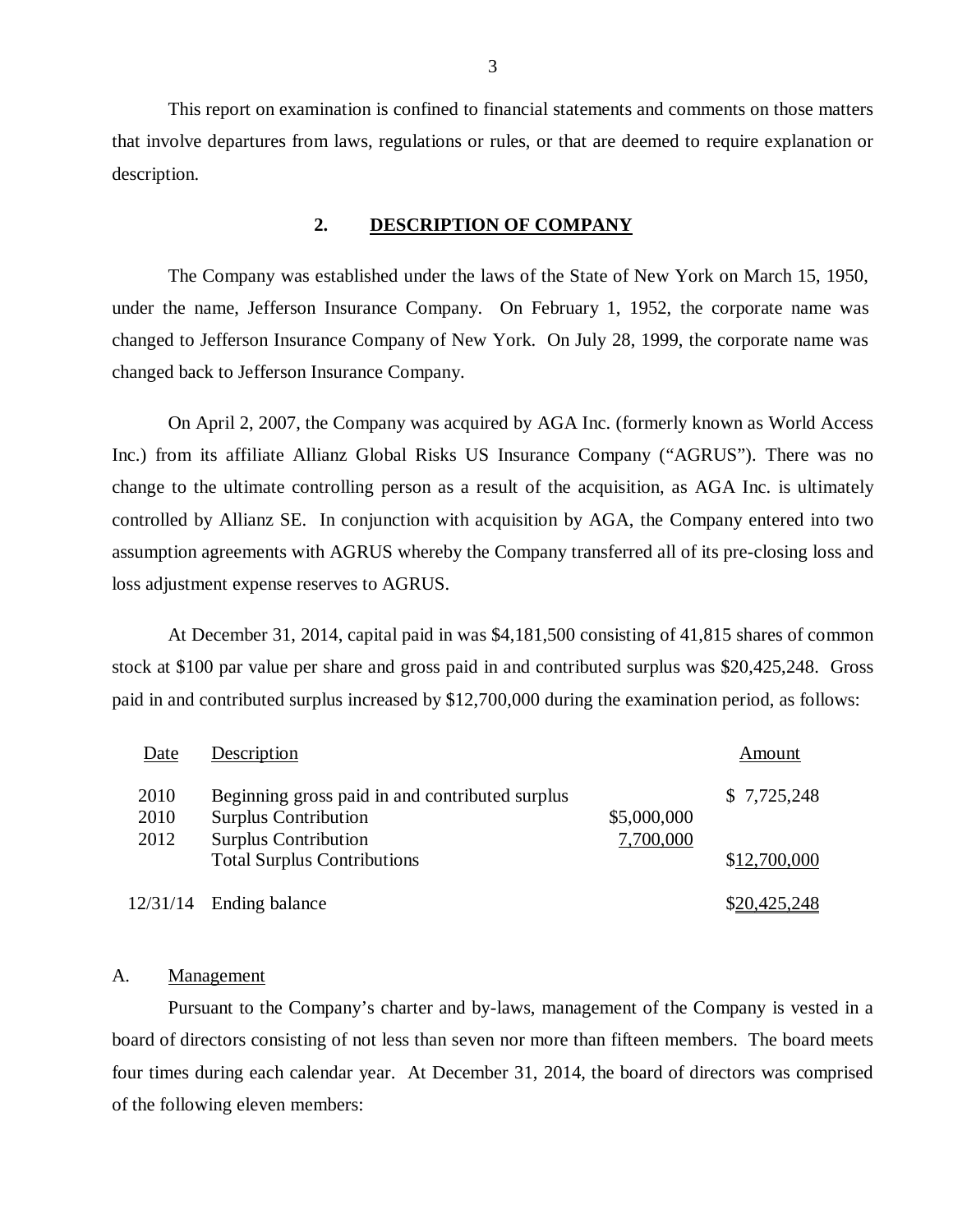This report on examination is confined to financial statements and comments on those matters that involve departures from laws, regulations or rules, or that are deemed to require explanation or description.

## 2. DESCRIPTION OF COMPANY

The Company was established under the laws of the State of New York on March 15, 1950, under the name, Jefferson Insurance Company. On February 1, 1952, the corporate name was changed to Jefferson Insurance Company of New York. On July 28, 1999, the corporate name was changed back to Jefferson Insurance Company.

On April 2, 2007, the Company was acquired by AGA Inc. (formerly known as World Access Inc.) from its affiliate Allianz Global Risks US Insurance Company ("AGRUS"). There was no change to the ultimate controlling person as a result of the acquisition, as AGA Inc. is ultimately controlled by Allianz SE. In conjunction with acquisition by AGA, the Company entered into two assumption agreements with AGRUS whereby the Company transferred all of its pre-closing loss and loss adjustment expense reserves to AGRUS.

At December 31, 2014, capital paid in was $4,181,500 consisting of 41,815 shares of common stock at $100 par value per share and gross paid in and contributed surplus was $20,425,248. Gross paid in and contributed surplus increased by $12,700,000 during the examination period, as follows:

| Date | Description | | Amount |
|---|---|---|---|
| 2010 | Beginning gross paid in and contributed surplus | | $ 7,725,248 |
| 2010 | Surplus Contribution | $5,000,000 | |
| 2012 | Surplus Contribution | 7,700,000 | |
| | Total Surplus Contributions | | $12,700,000 |
| 12/31/14 | Ending balance | | $20,425,248 |

### A. Management

Pursuant to the Company's charter and by-laws, management of the Company is vested in a board of directors consisting of not less than seven nor more than fifteen members. The board meets four times during each calendar year. At December 31, 2014, the board of directors was comprised of the following eleven members: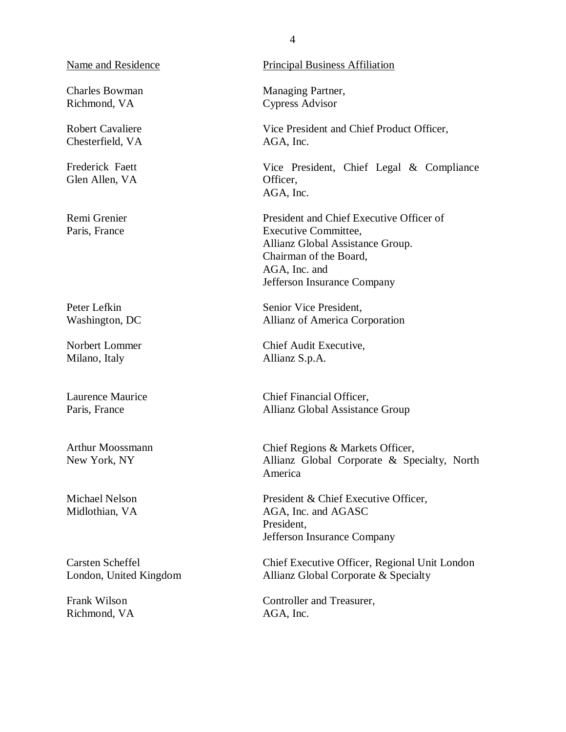| Name and Residence | Principal Business Affiliation |
| --- | --- |
| Charles Bowman<br>Richmond, VA | Managing Partner,<br>Cypress Advisor |
| Robert Cavaliere<br>Chesterfield, VA | Vice President and Chief Product Officer,<br>AGA, Inc. |
| Frederick Faett<br>Glen Allen, VA | Vice President, Chief Legal & Compliance Officer,<br>AGA, Inc. |
| Remi Grenier<br>Paris, France | President and Chief Executive Officer of Executive Committee,<br>Allianz Global Assistance Group.<br>Chairman of the Board,<br>AGA, Inc. and<br>Jefferson Insurance Company |
| Peter Lefkin<br>Washington, DC | Senior Vice President,<br>Allianz of America Corporation |
| Norbert Lommer<br>Milano, Italy | Chief Audit Executive,<br>Allianz S.p.A. |
| Laurence Maurice<br>Paris, France | Chief Financial Officer,<br>Allianz Global Assistance Group |
| Arthur Moossmann<br>New York, NY | Chief Regions & Markets Officer,<br>Allianz Global Corporate & Specialty, North America |
| Michael Nelson<br>Midlothian, VA | President & Chief Executive Officer,<br>AGA, Inc. and AGASC<br>President,<br>Jefferson Insurance Company |
| Carsten Scheffel<br>London, United Kingdom | Chief Executive Officer, Regional Unit London<br>Allianz Global Corporate & Specialty |
| Frank Wilson<br>Richmond, VA | Controller and Treasurer,<br>AGA, Inc. |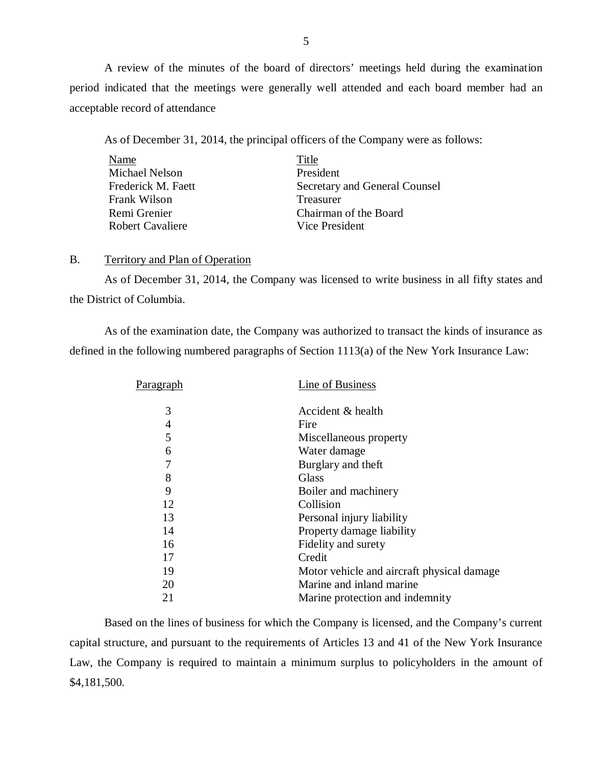A review of the minutes of the board of directors' meetings held during the examination period indicated that the meetings were generally well attended and each board member had an acceptable record of attendance

As of December 31, 2014, the principal officers of the Company were as follows:

| Name | Title |
|---|---|
| Michael Nelson | President |
| Frederick M. Faett | Secretary and General Counsel |
| Frank Wilson | Treasurer |
| Remi Grenier | Chairman of the Board |
| Robert Cavaliere | Vice President |

B. Territory and Plan of Operation

As of December 31, 2014, the Company was licensed to write business in all fifty states and the District of Columbia.

As of the examination date, the Company was authorized to transact the kinds of insurance as defined in the following numbered paragraphs of Section 1113(a) of the New York Insurance Law:

| Paragraph | Line of Business |
|---|---|
| 3 | Accident & health |
| 4 | Fire |
| 5 | Miscellaneous property |
| 6 | Water damage |
| 7 | Burglary and theft |
| 8 | Glass |
| 9 | Boiler and machinery |
| 12 | Collision |
| 13 | Personal injury liability |
| 14 | Property damage liability |
| 16 | Fidelity and surety |
| 17 | Credit |
| 19 | Motor vehicle and aircraft physical damage |
| 20 | Marine and inland marine |
| 21 | Marine protection and indemnity |

Based on the lines of business for which the Company is licensed, and the Company's current capital structure, and pursuant to the requirements of Articles 13 and 41 of the New York Insurance Law, the Company is required to maintain a minimum surplus to policyholders in the amount of $4,181,500.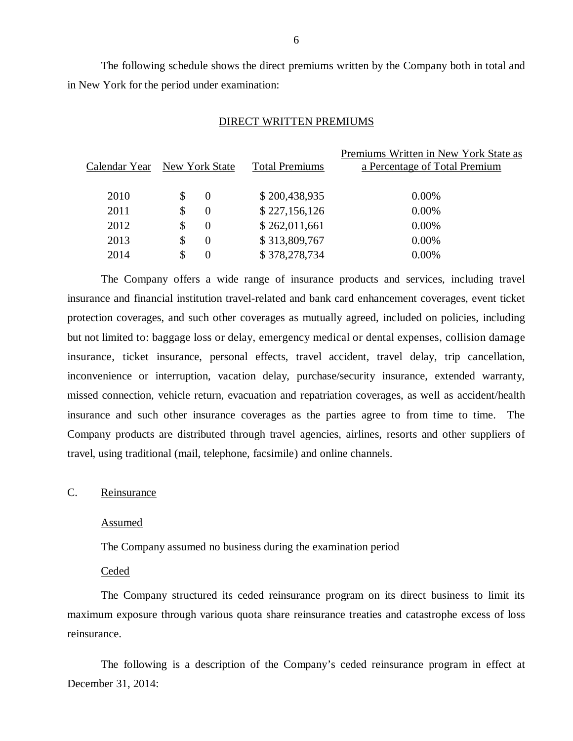The following schedule shows the direct premiums written by the Company both in total and in New York for the period under examination:

DIRECT WRITTEN PREMIUMS

| Calendar Year | New York State | Total Premiums | Premiums Written in New York State as a Percentage of Total Premium |
|---|---|---|---|
| 2010 | $ 0 | $ 200,438,935 | 0.00% |
| 2011 | $ 0 | $ 227,156,126 | 0.00% |
| 2012 | $ 0 | $ 262,011,661 | 0.00% |
| 2013 | $ 0 | $ 313,809,767 | 0.00% |
| 2014 | $ 0 | $ 378,278,734 | 0.00% |

The Company offers a wide range of insurance products and services, including travel insurance and financial institution travel-related and bank card enhancement coverages, event ticket protection coverages, and such other coverages as mutually agreed, included on policies, including but not limited to: baggage loss or delay, emergency medical or dental expenses, collision damage insurance, ticket insurance, personal effects, travel accident, travel delay, trip cancellation, inconvenience or interruption, vacation delay, purchase/security insurance, extended warranty, missed connection, vehicle return, evacuation and repatriation coverages, as well as accident/health insurance and such other insurance coverages as the parties agree to from time to time. The Company products are distributed through travel agencies, airlines, resorts and other suppliers of travel, using traditional (mail, telephone, facsimile) and online channels.

C. Reinsurance

Assumed

The Company assumed no business during the examination period

Ceded

The Company structured its ceded reinsurance program on its direct business to limit its maximum exposure through various quota share reinsurance treaties and catastrophe excess of loss reinsurance.

The following is a description of the Company's ceded reinsurance program in effect at December 31, 2014: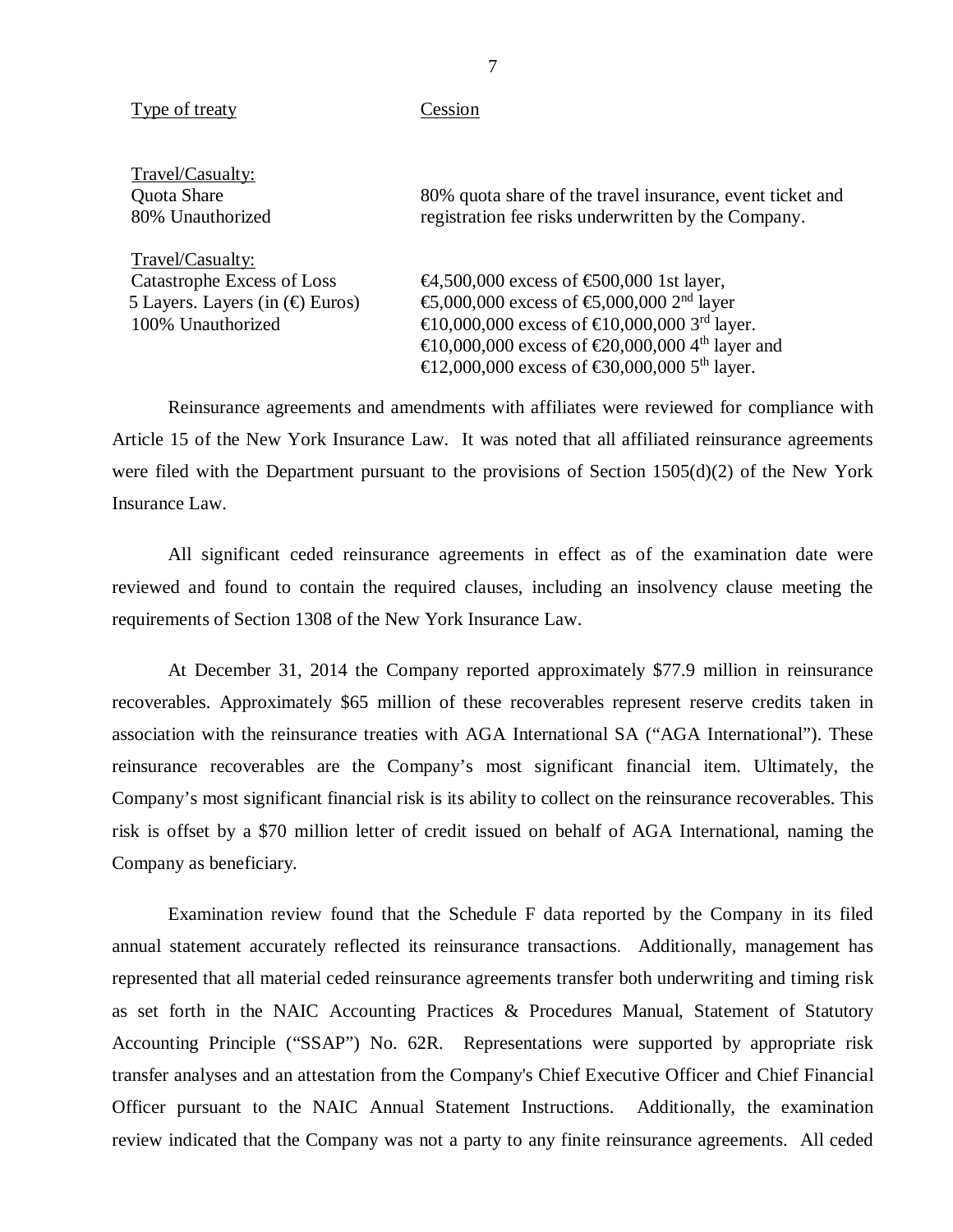| Type of treaty | Cession |
| --- | --- |
| Travel/Casualty:<br>Quota Share<br>80% Unauthorized | 80% quota share of the travel insurance, event ticket and registration fee risks underwritten by the Company. |
| Travel/Casualty:<br>Catastrophe Excess of Loss<br>5 Layers. Layers (in (€) Euros)<br>100% Unauthorized | €4,500,000 excess of €500,000 1st layer,<br>€5,000,000 excess of €5,000,000 2nd layer<br>€10,000,000 excess of €10,000,000 3rd layer.<br>€10,000,000 excess of €20,000,000 4th layer and<br>€12,000,000 excess of €30,000,000 5th layer. |

Reinsurance agreements and amendments with affiliates were reviewed for compliance with Article 15 of the New York Insurance Law. It was noted that all affiliated reinsurance agreements were filed with the Department pursuant to the provisions of Section 1505(d)(2) of the New York Insurance Law.

All significant ceded reinsurance agreements in effect as of the examination date were reviewed and found to contain the required clauses, including an insolvency clause meeting the requirements of Section 1308 of the New York Insurance Law.

At December 31, 2014 the Company reported approximately $77.9 million in reinsurance recoverables. Approximately $65 million of these recoverables represent reserve credits taken in association with the reinsurance treaties with AGA International SA ("AGA International"). These reinsurance recoverables are the Company's most significant financial item. Ultimately, the Company's most significant financial risk is its ability to collect on the reinsurance recoverables. This risk is offset by a $70 million letter of credit issued on behalf of AGA International, naming the Company as beneficiary.

Examination review found that the Schedule F data reported by the Company in its filed annual statement accurately reflected its reinsurance transactions. Additionally, management has represented that all material ceded reinsurance agreements transfer both underwriting and timing risk as set forth in the NAIC Accounting Practices & Procedures Manual, Statement of Statutory Accounting Principle ("SSAP") No. 62R. Representations were supported by appropriate risk transfer analyses and an attestation from the Company's Chief Executive Officer and Chief Financial Officer pursuant to the NAIC Annual Statement Instructions. Additionally, the examination review indicated that the Company was not a party to any finite reinsurance agreements. All ceded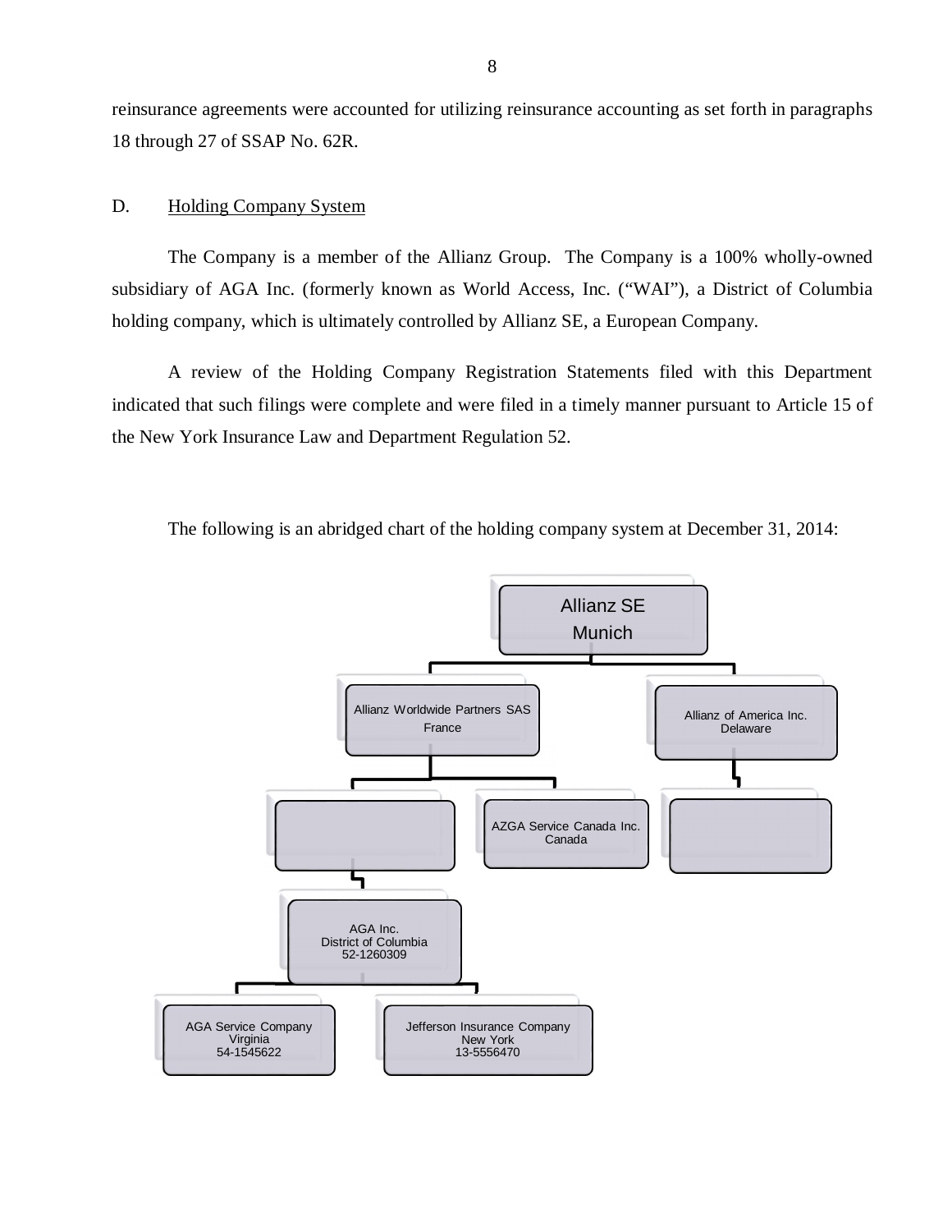reinsurance agreements were accounted for utilizing reinsurance accounting as set forth in paragraphs 18 through 27 of SSAP No. 62R.

D. Holding Company System

The Company is a member of the Allianz Group. The Company is a 100% wholly-owned subsidiary of AGA Inc. (formerly known as World Access, Inc. ("WAI"), a District of Columbia holding company, which is ultimately controlled by Allianz SE, a European Company.

A review of the Holding Company Registration Statements filed with this Department indicated that such filings were complete and were filed in a timely manner pursuant to Article 15 of the New York Insurance Law and Department Regulation 52.

The following is an abridged chart of the holding company system at December 31, 2014:

- Allianz SE
  Munich
  - Allianz Worldwide Partners SAS
    France
    - (blank)
      - AGA Inc.
        District of Columbia
        52-1260309
        - AGA Service Company
          Virginia
          54-1545622
        - Jefferson Insurance Company
          New York
          13-5556470
    - AZGA Service Canada Inc.
      Canada
  - Allianz of America Inc.
    Delaware
    - (blank)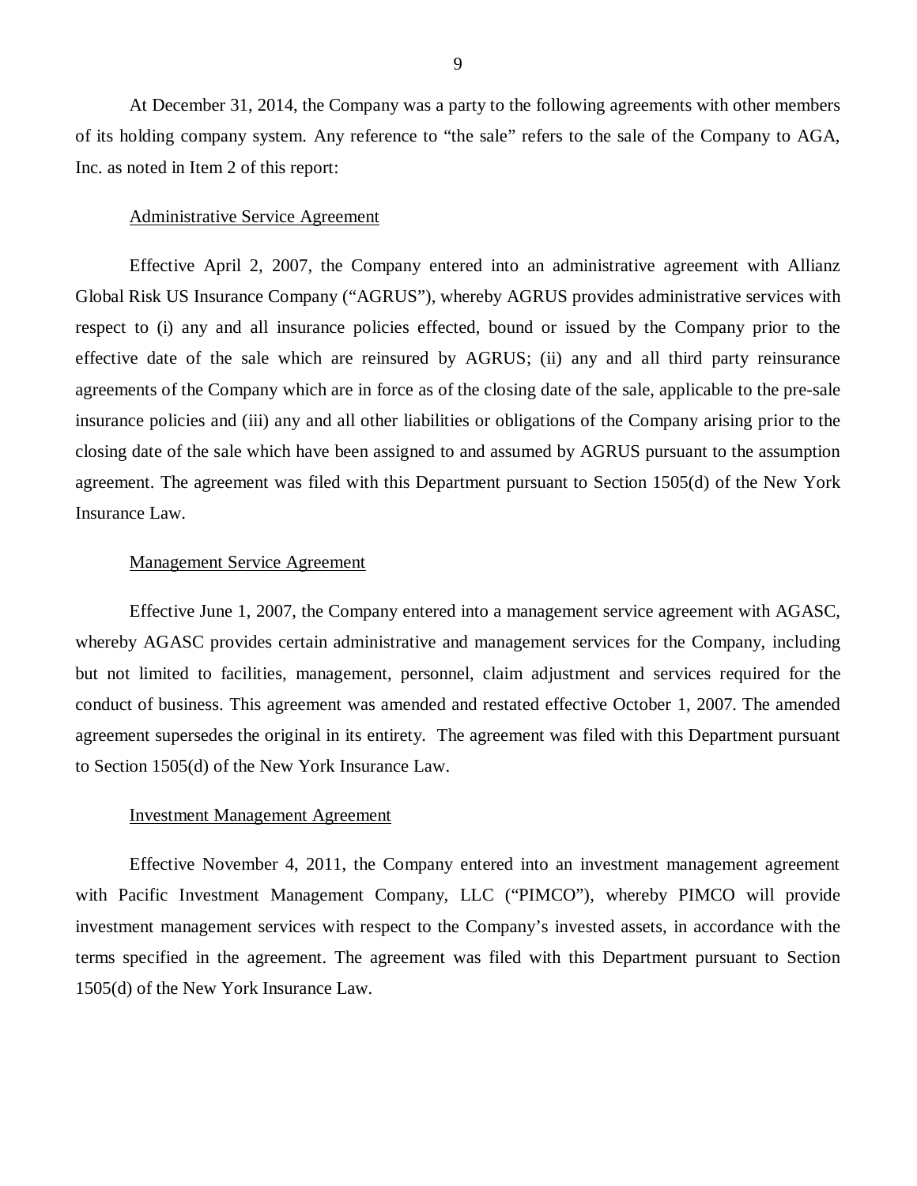At December 31, 2014, the Company was a party to the following agreements with other members of its holding company system. Any reference to "the sale" refers to the sale of the Company to AGA, Inc. as noted in Item 2 of this report:

Administrative Service Agreement

Effective April 2, 2007, the Company entered into an administrative agreement with Allianz Global Risk US Insurance Company ("AGRUS"), whereby AGRUS provides administrative services with respect to (i) any and all insurance policies effected, bound or issued by the Company prior to the effective date of the sale which are reinsured by AGRUS; (ii) any and all third party reinsurance agreements of the Company which are in force as of the closing date of the sale, applicable to the pre-sale insurance policies and (iii) any and all other liabilities or obligations of the Company arising prior to the closing date of the sale which have been assigned to and assumed by AGRUS pursuant to the assumption agreement. The agreement was filed with this Department pursuant to Section 1505(d) of the New York Insurance Law.

Management Service Agreement

Effective June 1, 2007, the Company entered into a management service agreement with AGASC, whereby AGASC provides certain administrative and management services for the Company, including but not limited to facilities, management, personnel, claim adjustment and services required for the conduct of business. This agreement was amended and restated effective October 1, 2007. The amended agreement supersedes the original in its entirety. The agreement was filed with this Department pursuant to Section 1505(d) of the New York Insurance Law.

Investment Management Agreement

Effective November 4, 2011, the Company entered into an investment management agreement with Pacific Investment Management Company, LLC ("PIMCO"), whereby PIMCO will provide investment management services with respect to the Company's invested assets, in accordance with the terms specified in the agreement. The agreement was filed with this Department pursuant to Section 1505(d) of the New York Insurance Law.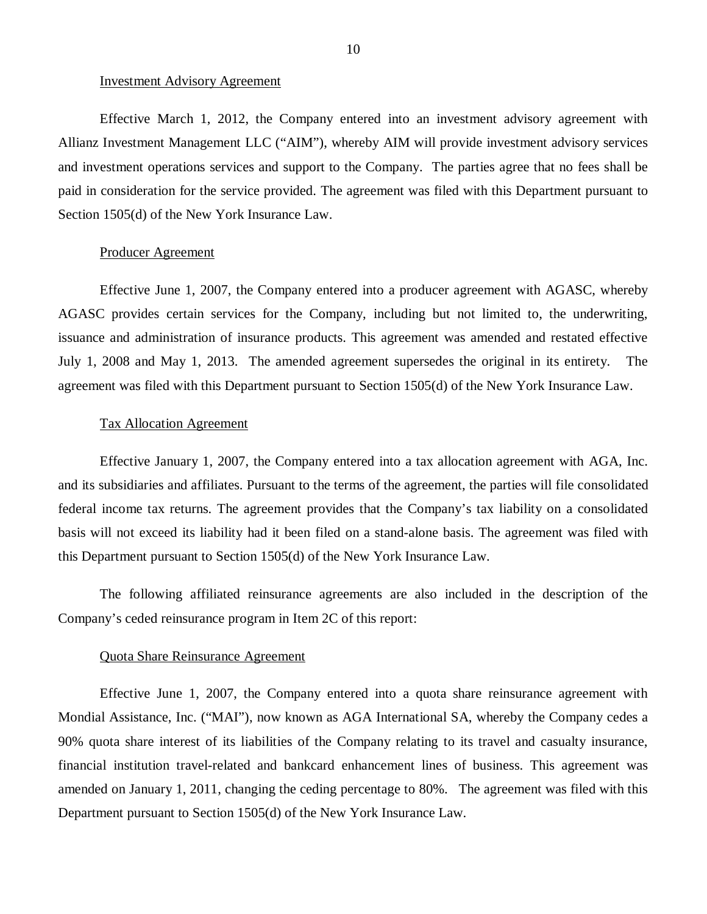Investment Advisory Agreement

Effective March 1, 2012, the Company entered into an investment advisory agreement with Allianz Investment Management LLC ("AIM"), whereby AIM will provide investment advisory services and investment operations services and support to the Company. The parties agree that no fees shall be paid in consideration for the service provided. The agreement was filed with this Department pursuant to Section 1505(d) of the New York Insurance Law.

Producer Agreement

Effective June 1, 2007, the Company entered into a producer agreement with AGASC, whereby AGASC provides certain services for the Company, including but not limited to, the underwriting, issuance and administration of insurance products. This agreement was amended and restated effective July 1, 2008 and May 1, 2013. The amended agreement supersedes the original in its entirety. The agreement was filed with this Department pursuant to Section 1505(d) of the New York Insurance Law.

Tax Allocation Agreement

Effective January 1, 2007, the Company entered into a tax allocation agreement with AGA, Inc. and its subsidiaries and affiliates. Pursuant to the terms of the agreement, the parties will file consolidated federal income tax returns. The agreement provides that the Company's tax liability on a consolidated basis will not exceed its liability had it been filed on a stand-alone basis. The agreement was filed with this Department pursuant to Section 1505(d) of the New York Insurance Law.

The following affiliated reinsurance agreements are also included in the description of the Company's ceded reinsurance program in Item 2C of this report:

Quota Share Reinsurance Agreement

Effective June 1, 2007, the Company entered into a quota share reinsurance agreement with Mondial Assistance, Inc. ("MAI"), now known as AGA International SA, whereby the Company cedes a 90% quota share interest of its liabilities of the Company relating to its travel and casualty insurance, financial institution travel-related and bankcard enhancement lines of business. This agreement was amended on January 1, 2011, changing the ceding percentage to 80%. The agreement was filed with this Department pursuant to Section 1505(d) of the New York Insurance Law.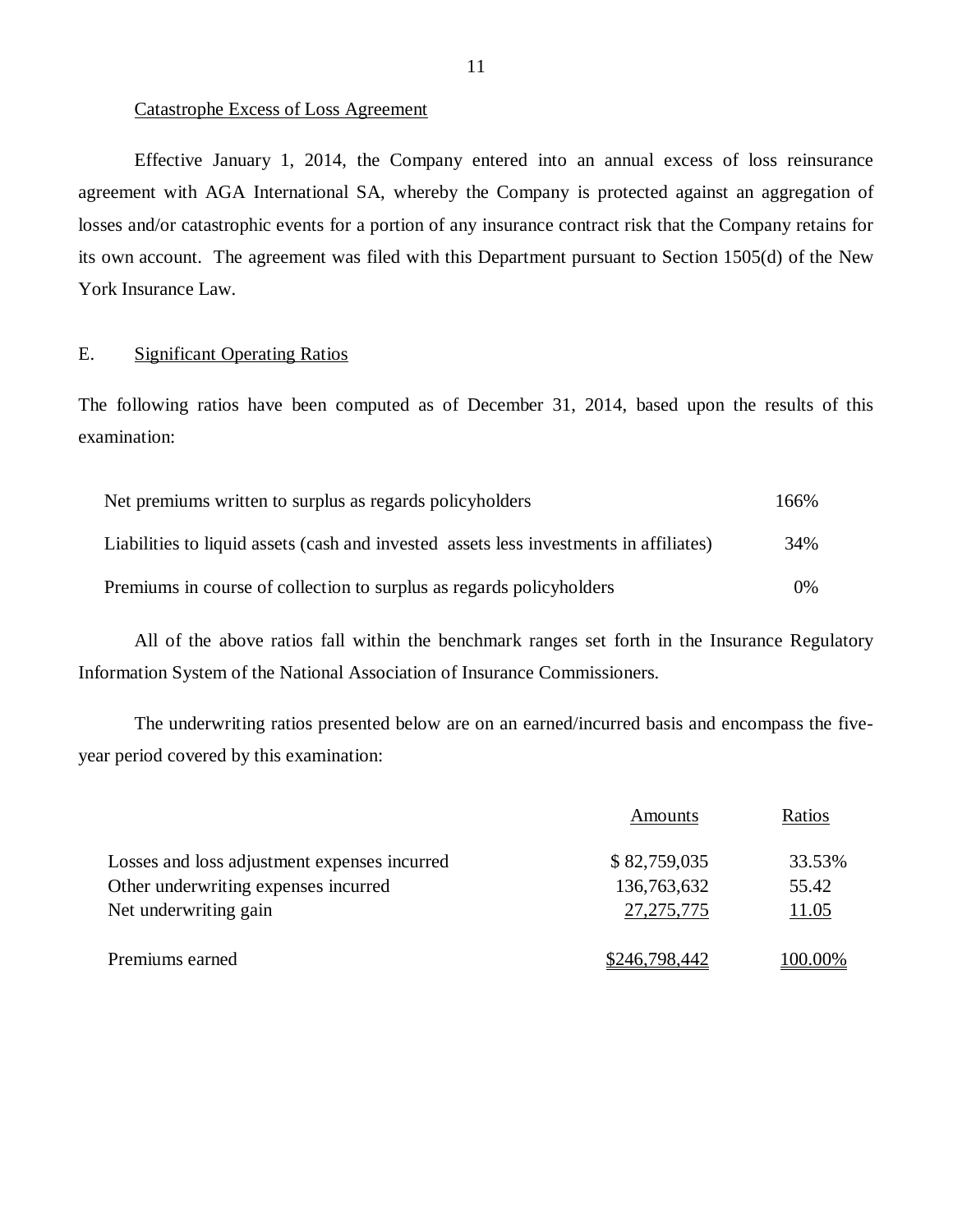Catastrophe Excess of Loss Agreement

Effective January 1, 2014, the Company entered into an annual excess of loss reinsurance agreement with AGA International SA, whereby the Company is protected against an aggregation of losses and/or catastrophic events for a portion of any insurance contract risk that the Company retains for its own account. The agreement was filed with this Department pursuant to Section 1505(d) of the New York Insurance Law.

## E. Significant Operating Ratios

The following ratios have been computed as of December 31, 2014, based upon the results of this examination:

| | |
|---|---|
| Net premiums written to surplus as regards policyholders | 166% |
| Liabilities to liquid assets (cash and invested assets less investments in affiliates) | 34% |
| Premiums in course of collection to surplus as regards policyholders | 0% |

All of the above ratios fall within the benchmark ranges set forth in the Insurance Regulatory Information System of the National Association of Insurance Commissioners.

The underwriting ratios presented below are on an earned/incurred basis and encompass the five-year period covered by this examination:

| | Amounts | Ratios |
|---|---|---|
| Losses and loss adjustment expenses incurred | $ 82,759,035 | 33.53% |
| Other underwriting expenses incurred | 136,763,632 | 55.42 |
| Net underwriting gain | 27,275,775 | 11.05 |
| Premiums earned | $246,798,442 | 100.00% |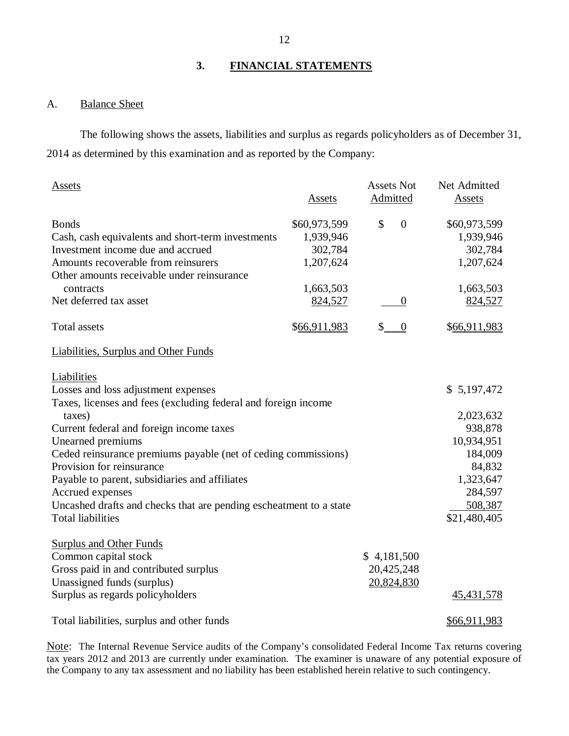## 3. FINANCIAL STATEMENTS

### A. Balance Sheet

The following shows the assets, liabilities and surplus as regards policyholders as of December 31, 2014 as determined by this examination and as reported by the Company:

| Assets | Assets | Assets Not Admitted | Net Admitted Assets |
|---|---|---|---|
| Bonds | $60,973,599 | $ 0 | $60,973,599 |
| Cash, cash equivalents and short-term investments | 1,939,946 | | 1,939,946 |
| Investment income due and accrued | 302,784 | | 302,784 |
| Amounts recoverable from reinsurers | 1,207,624 | | 1,207,624 |
| Other amounts receivable under reinsurance contracts | 1,663,503 | | 1,663,503 |
| Net deferred tax asset | 824,527 | 0 | 824,527 |
| Total assets | $66,911,983 | $ 0 | $66,911,983 |

**Liabilities, Surplus and Other Funds**

| Liabilities | | |
|---|---|---|
| Losses and loss adjustment expenses | | $ 5,197,472 |
| Taxes, licenses and fees (excluding federal and foreign income taxes) | | 2,023,632 |
| Current federal and foreign income taxes | | 938,878 |
| Unearned premiums | | 10,934,951 |
| Ceded reinsurance premiums payable (net of ceding commissions) | | 184,009 |
| Provision for reinsurance | | 84,832 |
| Payable to parent, subsidiaries and affiliates | | 1,323,647 |
| Accrued expenses | | 284,597 |
| Uncashed drafts and checks that are pending escheatment to a state | | 508,387 |
| Total liabilities | | $21,480,405 |
| **Surplus and Other Funds** | | |
| Common capital stock | $ 4,181,500 | |
| Gross paid in and contributed surplus | 20,425,248 | |
| Unassigned funds (surplus) | 20,824,830 | |
| Surplus as regards policyholders | | 45,431,578 |
| Total liabilities, surplus and other funds | | $66,911,983 |

Note: The Internal Revenue Service audits of the Company's consolidated Federal Income Tax returns covering tax years 2012 and 2013 are currently under examination. The examiner is unaware of any potential exposure of the Company to any tax assessment and no liability has been established herein relative to such contingency.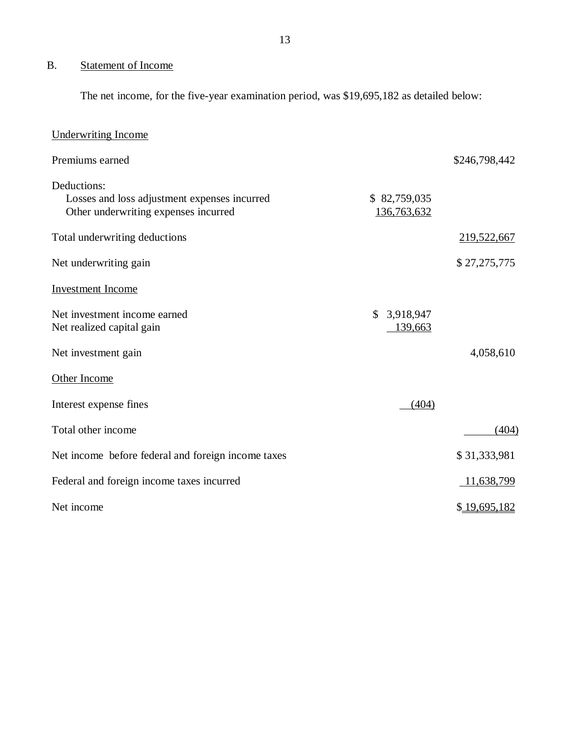## B. Statement of Income

The net income, for the five-year examination period, was $19,695,182 as detailed below:

| | | |
|---|---|---|
| Underwriting Income | | |
| Premiums earned | | $246,798,442 |
| Deductions: | | |
| Losses and loss adjustment expenses incurred | $ 82,759,035 | |
| Other underwriting expenses incurred | 136,763,632 | |
| Total underwriting deductions | | 219,522,667 |
| Net underwriting gain | | $ 27,275,775 |
| Investment Income | | |
| Net investment income earned | $ 3,918,947 | |
| Net realized capital gain | 139,663 | |
| Net investment gain | | 4,058,610 |
| Other Income | | |
| Interest expense fines | (404) | |
| Total other income | | (404) |
| Net income before federal and foreign income taxes | | $ 31,333,981 |
| Federal and foreign income taxes incurred | | 11,638,799 |
| Net income | | $ 19,695,182 |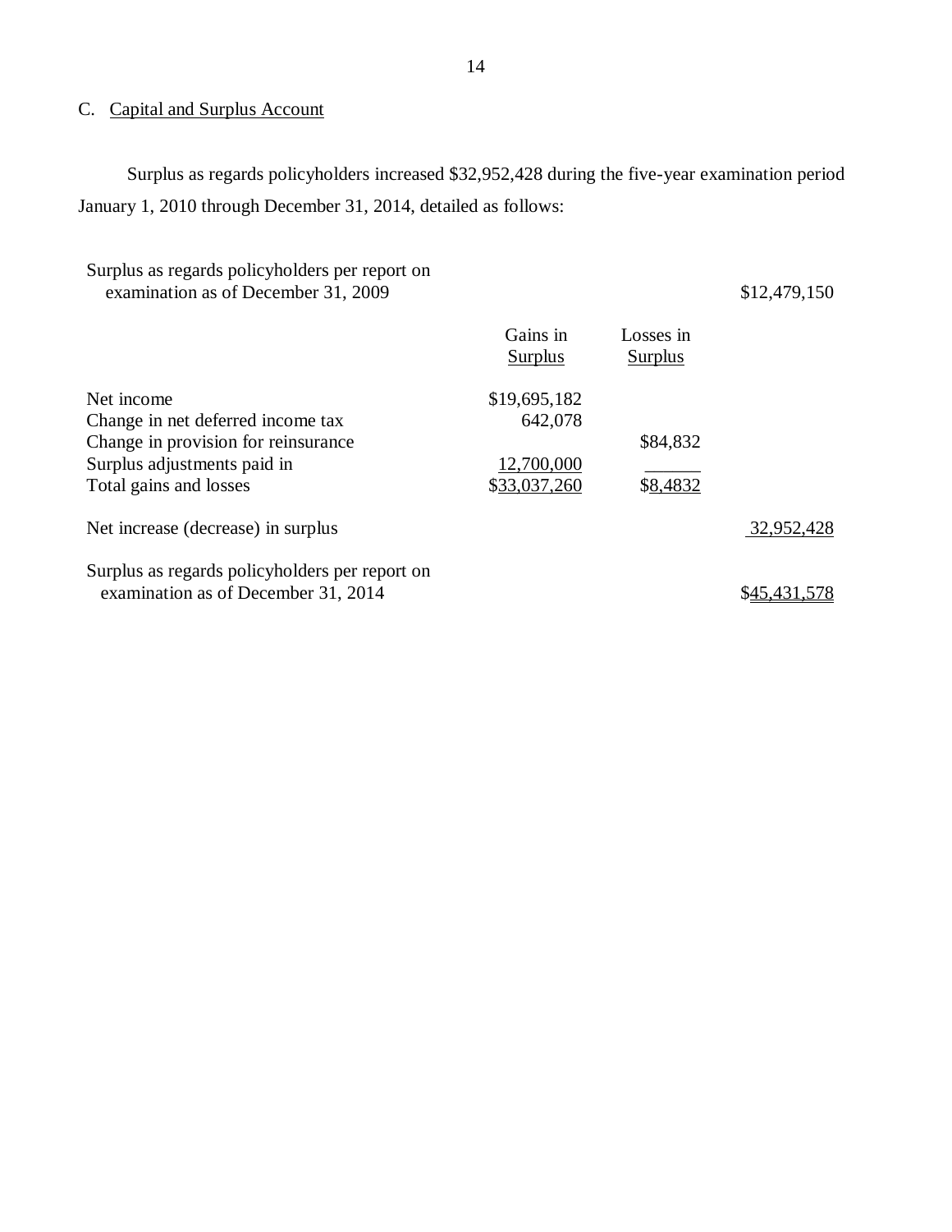C. Capital and Surplus Account

Surplus as regards policyholders increased $32,952,428 during the five-year examination period January 1, 2010 through December 31, 2014, detailed as follows:

| | Gains in Surplus | Losses in Surplus | |
|---|---|---|---|
| Surplus as regards policyholders per report on examination as of December 31, 2009 | | | $12,479,150 |
| Net income | $19,695,182 | | |
| Change in net deferred income tax | 642,078 | | |
| Change in provision for reinsurance | | $84,832 | |
| Surplus adjustments paid in | 12,700,000 | | |
| Total gains and losses | $33,037,260 | $8,4832 | |
| Net increase (decrease) in surplus | | | 32,952,428 |
| Surplus as regards policyholders per report on examination as of December 31, 2014 | | | $45,431,578 |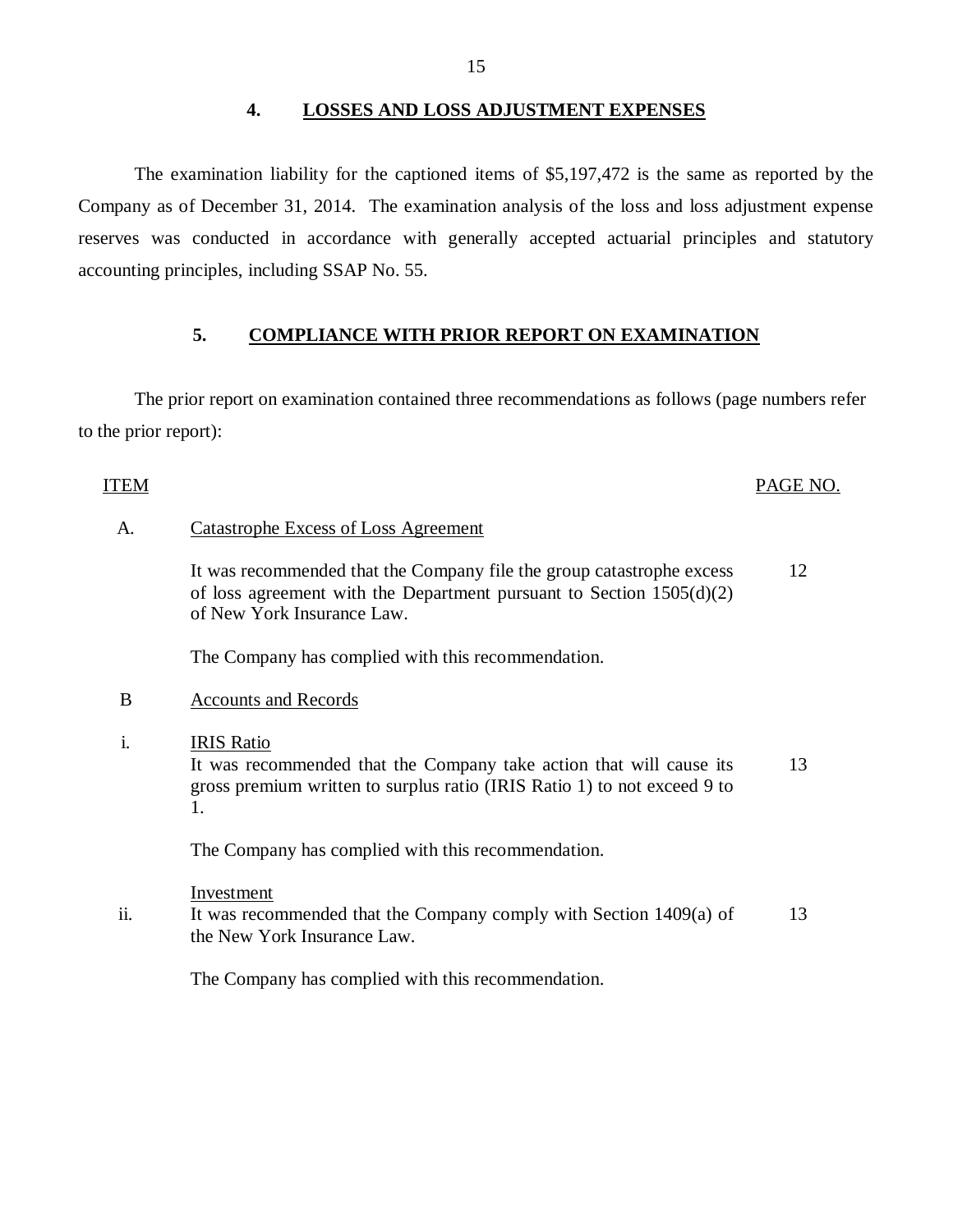## 4. LOSSES AND LOSS ADJUSTMENT EXPENSES

The examination liability for the captioned items of $5,197,472 is the same as reported by the Company as of December 31, 2014. The examination analysis of the loss and loss adjustment expense reserves was conducted in accordance with generally accepted actuarial principles and statutory accounting principles, including SSAP No. 55.

## 5. COMPLIANCE WITH PRIOR REPORT ON EXAMINATION

The prior report on examination contained three recommendations as follows (page numbers refer to the prior report):

| ITEM | | PAGE NO. |
|---|---|---|
| A. | Catastrophe Excess of Loss Agreement | |
| | It was recommended that the Company file the group catastrophe excess of loss agreement with the Department pursuant to Section 1505(d)(2) of New York Insurance Law. | 12 |
| | The Company has complied with this recommendation. | |
| B | Accounts and Records | |
| i. | IRIS Ratio<br>It was recommended that the Company take action that will cause its gross premium written to surplus ratio (IRIS Ratio 1) to not exceed 9 to 1. | 13 |
| | The Company has complied with this recommendation. | |
| ii. | Investment<br>It was recommended that the Company comply with Section 1409(a) of the New York Insurance Law. | 13 |
| | The Company has complied with this recommendation. | |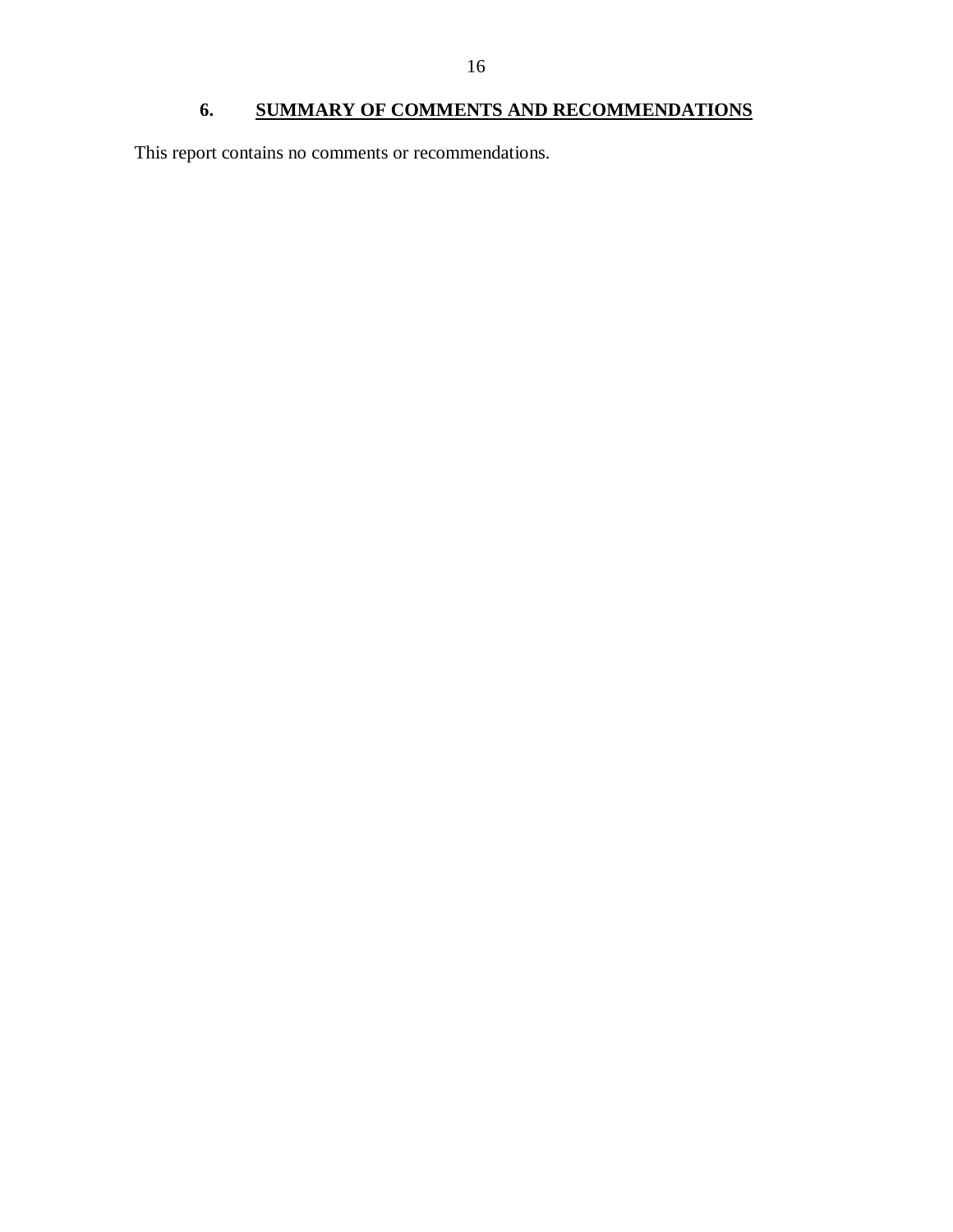## 6. SUMMARY OF COMMENTS AND RECOMMENDATIONS

This report contains no comments or recommendations.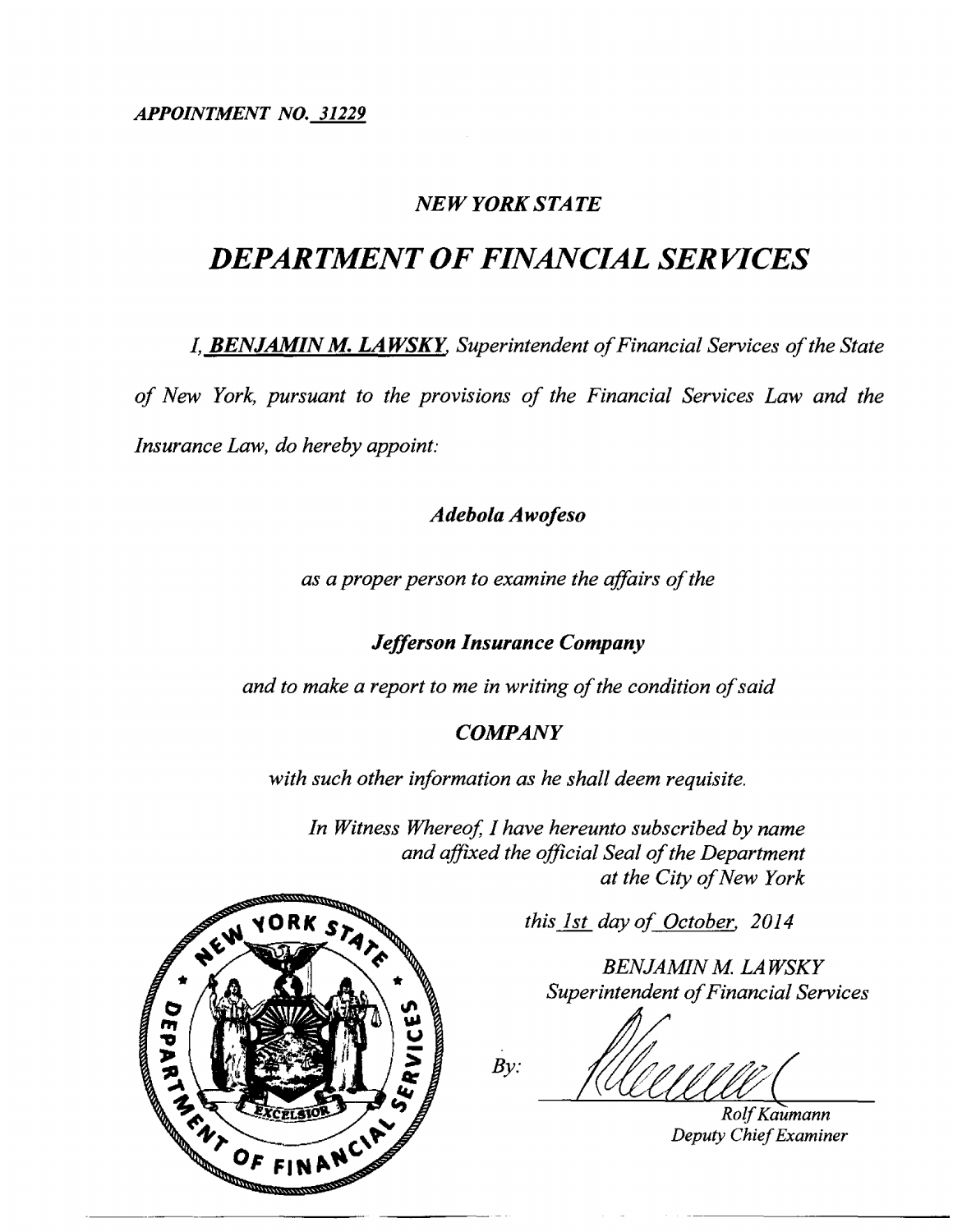*APPOINTMENT NO. 31229*

## *NEW YORK STATE*

# *DEPARTMENT OF FINANCIAL SERVICES*

*I, **BENJAMIN M. LAWSKY**, Superintendent of Financial Services of the State of New York, pursuant to the provisions of the Financial Services Law and the Insurance Law, do hereby appoint:*

***Adebola Awofeso***

*as a proper person to examine the affairs of the*

***Jefferson Insurance Company***

*and to make a report to me in writing of the condition of said*

***COMPANY***

*with such other information as he shall deem requisite.*

*In Witness Whereof, I have hereunto subscribed by name and affixed the official Seal of the Department at the City of New York*

*this 1st day of October, 2014*

*BENJAMIN M. LAWSKY*
*Superintendent of Financial Services*

*By:*

*Rolf Kaumann*
*Deputy Chief Examiner*